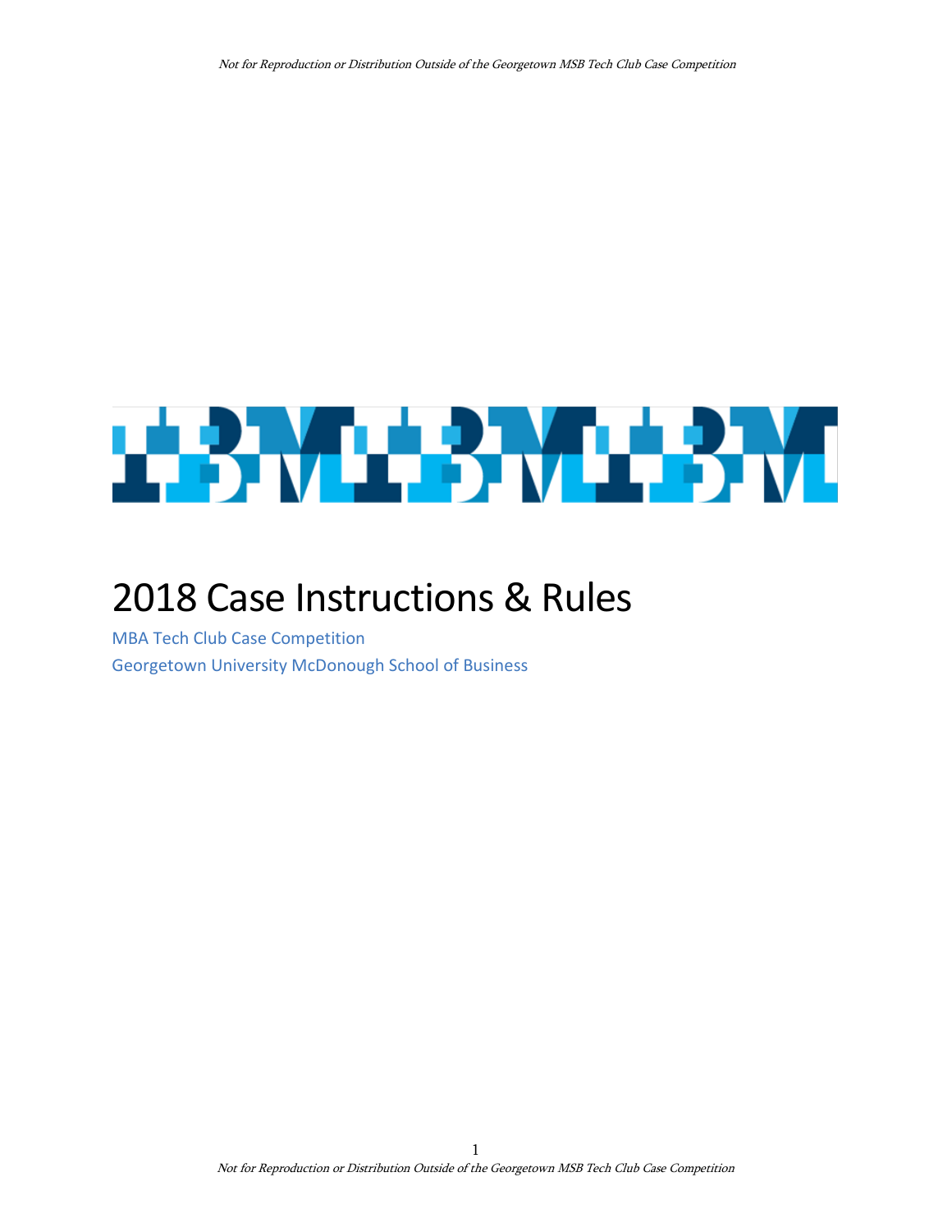# 2018 Case Instructions & Rules

MBA Tech Club Case Competition

Georgetown University McDonough School of Business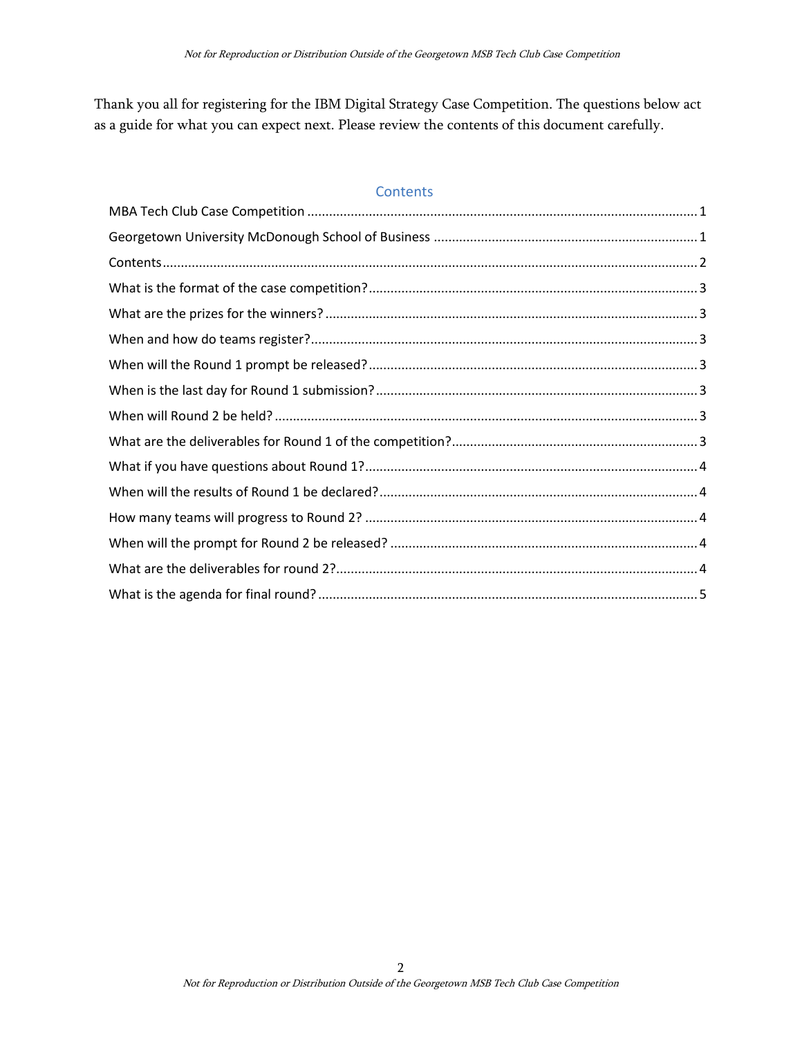Thank you all for registering for the IBM Digital Strategy Case Competition. The questions below act as a guide for what you can expect next. Please review the contents of this document carefully.

## Contents

- MBA Tech Club Case Competition ........................................ 1
- Georgetown University McDonough School of Business ........................................ 1
- Contents ........................................ 2
- What is the format of the case competition? ........................................ 3
- What are the prizes for the winners? ........................................ 3
- When and how do teams register? ........................................ 3
- When will the Round 1 prompt be released? ........................................ 3
- When is the last day for Round 1 submission? ........................................ 3
- When will Round 2 be held? ........................................ 3
- What are the deliverables for Round 1 of the competition? ........................................ 3
- What if you have questions about Round 1? ........................................ 4
- When will the results of Round 1 be declared? ........................................ 4
- How many teams will progress to Round 2? ........................................ 4
- When will the prompt for Round 2 be released? ........................................ 4
- What are the deliverables for round 2? ........................................ 4
- What is the agenda for final round? ........................................ 5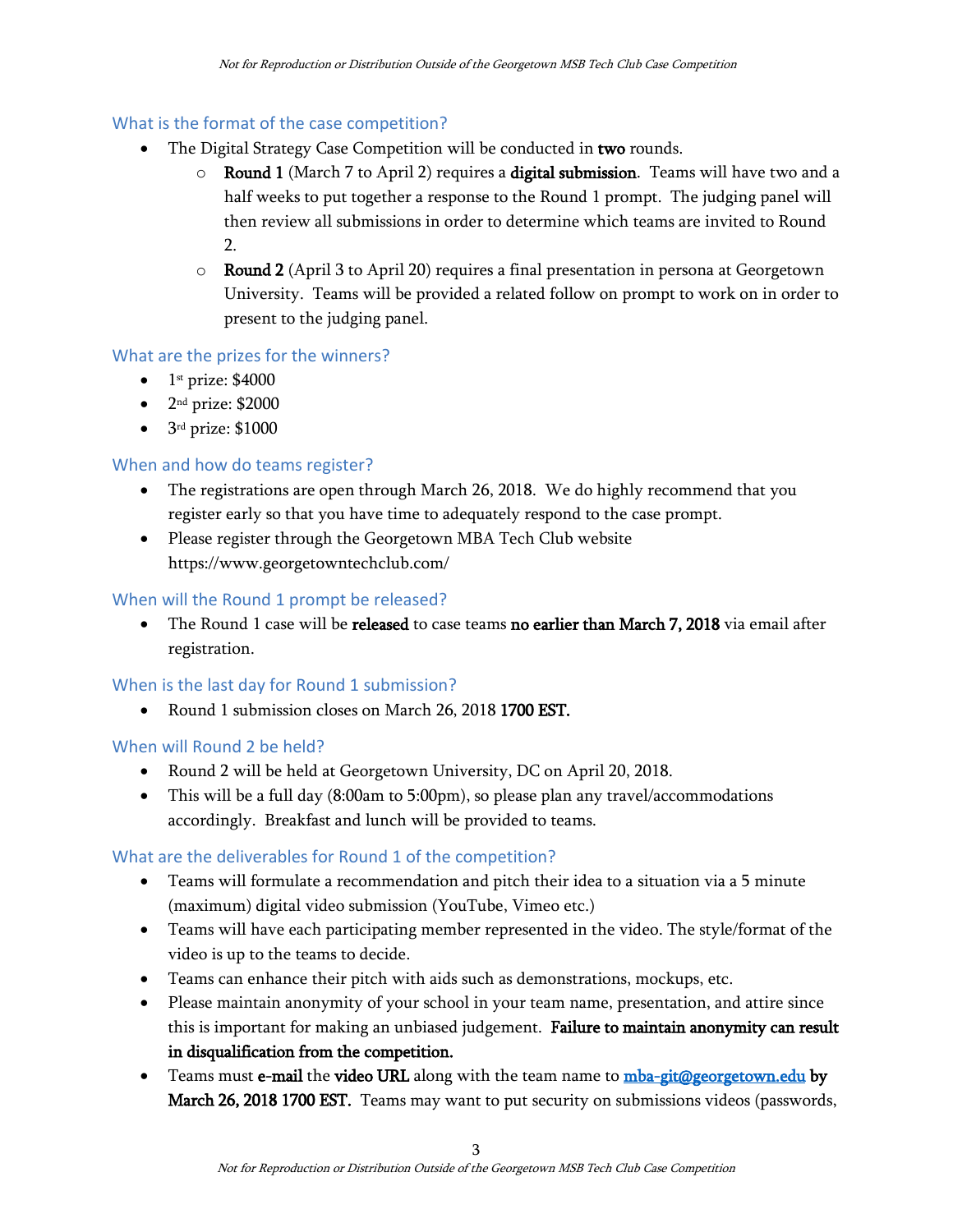### What is the format of the case competition?

- The Digital Strategy Case Competition will be conducted in **two** rounds.
  - **Round 1** (March 7 to April 2) requires a **digital submission**. Teams will have two and a half weeks to put together a response to the Round 1 prompt. The judging panel will then review all submissions in order to determine which teams are invited to Round 2.
  - **Round 2** (April 3 to April 20) requires a final presentation in persona at Georgetown University. Teams will be provided a related follow on prompt to work on in order to present to the judging panel.

### What are the prizes for the winners?

- 1st prize: $4000
- 2nd prize: $2000
- 3rd prize: $1000

### When and how do teams register?

- The registrations are open through March 26, 2018. We do highly recommend that you register early so that you have time to adequately respond to the case prompt.
- Please register through the Georgetown MBA Tech Club website https://www.georgetowntechclub.com/

### When will the Round 1 prompt be released?

- The Round 1 case will be **released** to case teams **no earlier than March 7, 2018** via email after registration.

### When is the last day for Round 1 submission?

- Round 1 submission closes on March 26, 2018 **1700 EST.**

### When will Round 2 be held?

- Round 2 will be held at Georgetown University, DC on April 20, 2018.
- This will be a full day (8:00am to 5:00pm), so please plan any travel/accommodations accordingly. Breakfast and lunch will be provided to teams.

### What are the deliverables for Round 1 of the competition?

- Teams will formulate a recommendation and pitch their idea to a situation via a 5 minute (maximum) digital video submission (YouTube, Vimeo etc.)
- Teams will have each participating member represented in the video. The style/format of the video is up to the teams to decide.
- Teams can enhance their pitch with aids such as demonstrations, mockups, etc.
- Please maintain anonymity of your school in your team name, presentation, and attire since this is important for making an unbiased judgement. **Failure to maintain anonymity can result in disqualification from the competition.**
- Teams must **e-mail** the **video URL** along with the team name to [mba-git@georgetown.edu](mailto:mba-git@georgetown.edu) **by March 26, 2018 1700 EST.** Teams may want to put security on submissions videos (passwords,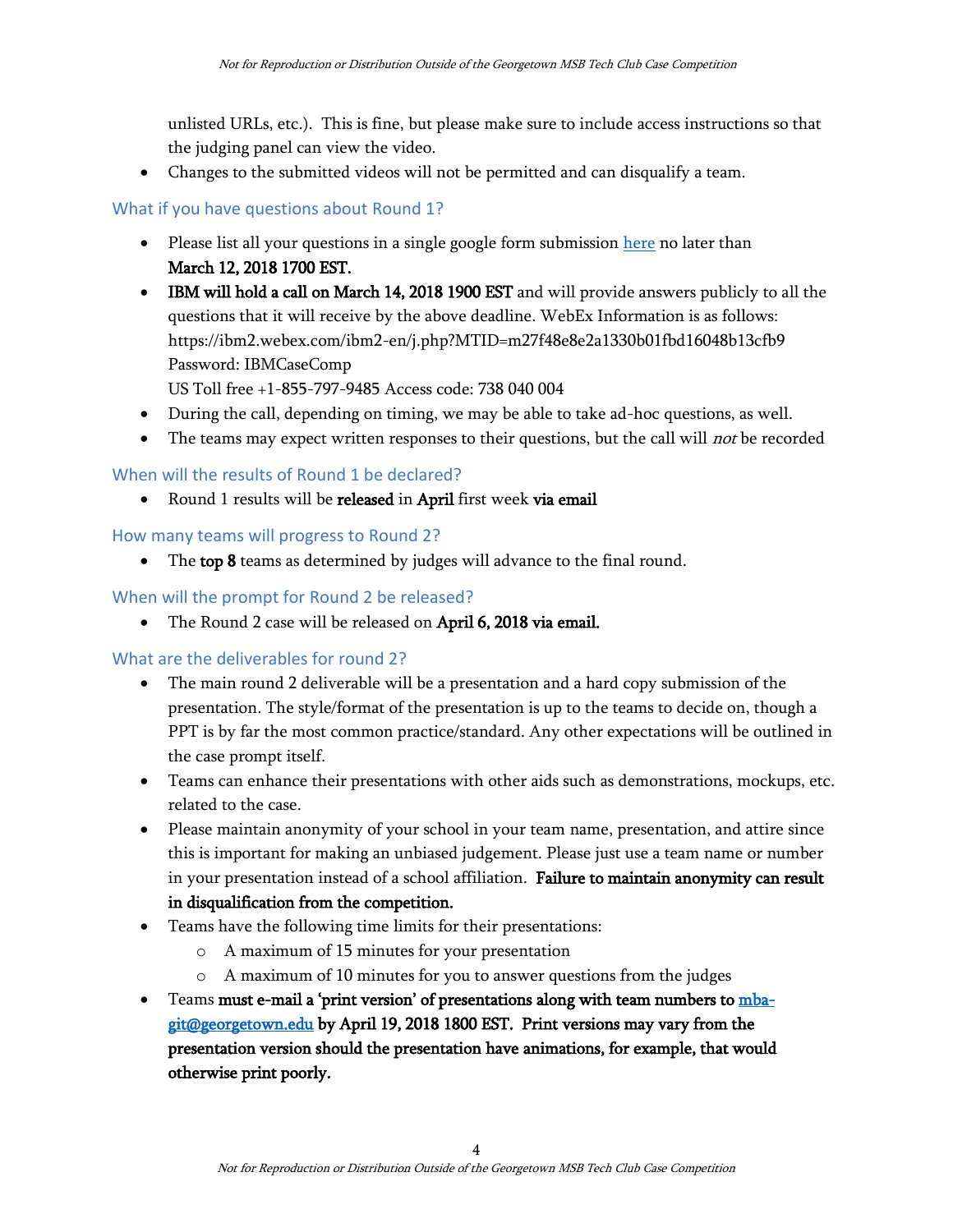unlisted URLs, etc.). This is fine, but please make sure to include access instructions so that the judging panel can view the video.

- Changes to the submitted videos will not be permitted and can disqualify a team.

### What if you have questions about Round 1?

- Please list all your questions in a single google form submission [here]() no later than **March 12, 2018 1700 EST.**
- **IBM will hold a call on March 14, 2018 1900 EST** and will provide answers publicly to all the questions that it will receive by the above deadline. WebEx Information is as follows:
  https://ibm2.webex.com/ibm2-en/j.php?MTID=m27f48e8e2a1330b01fbd16048b13cfb9
  Password: IBMCaseComp
  US Toll free +1-855-797-9485 Access code: 738 040 004
- During the call, depending on timing, we may be able to take ad-hoc questions, as well.
- The teams may expect written responses to their questions, but the call will *not* be recorded

### When will the results of Round 1 be declared?

- Round 1 results will be **released** in **April** first week **via email**

### How many teams will progress to Round 2?

- The **top 8** teams as determined by judges will advance to the final round.

### When will the prompt for Round 2 be released?

- The Round 2 case will be released on **April 6, 2018 via email.**

### What are the deliverables for round 2?

- The main round 2 deliverable will be a presentation and a hard copy submission of the presentation. The style/format of the presentation is up to the teams to decide on, though a PPT is by far the most common practice/standard. Any other expectations will be outlined in the case prompt itself.
- Teams can enhance their presentations with other aids such as demonstrations, mockups, etc. related to the case.
- Please maintain anonymity of your school in your team name, presentation, and attire since this is important for making an unbiased judgement. Please just use a team name or number in your presentation instead of a school affiliation. **Failure to maintain anonymity can result in disqualification from the competition.**
- Teams have the following time limits for their presentations:
  - A maximum of 15 minutes for your presentation
  - A maximum of 10 minutes for you to answer questions from the judges
- Teams **must e-mail a 'print version' of presentations along with team numbers to [mba-git@georgetown.edu](mailto:mba-git@georgetown.edu) by April 19, 2018 1800 EST. Print versions may vary from the presentation version should the presentation have animations, for example, that would otherwise print poorly.**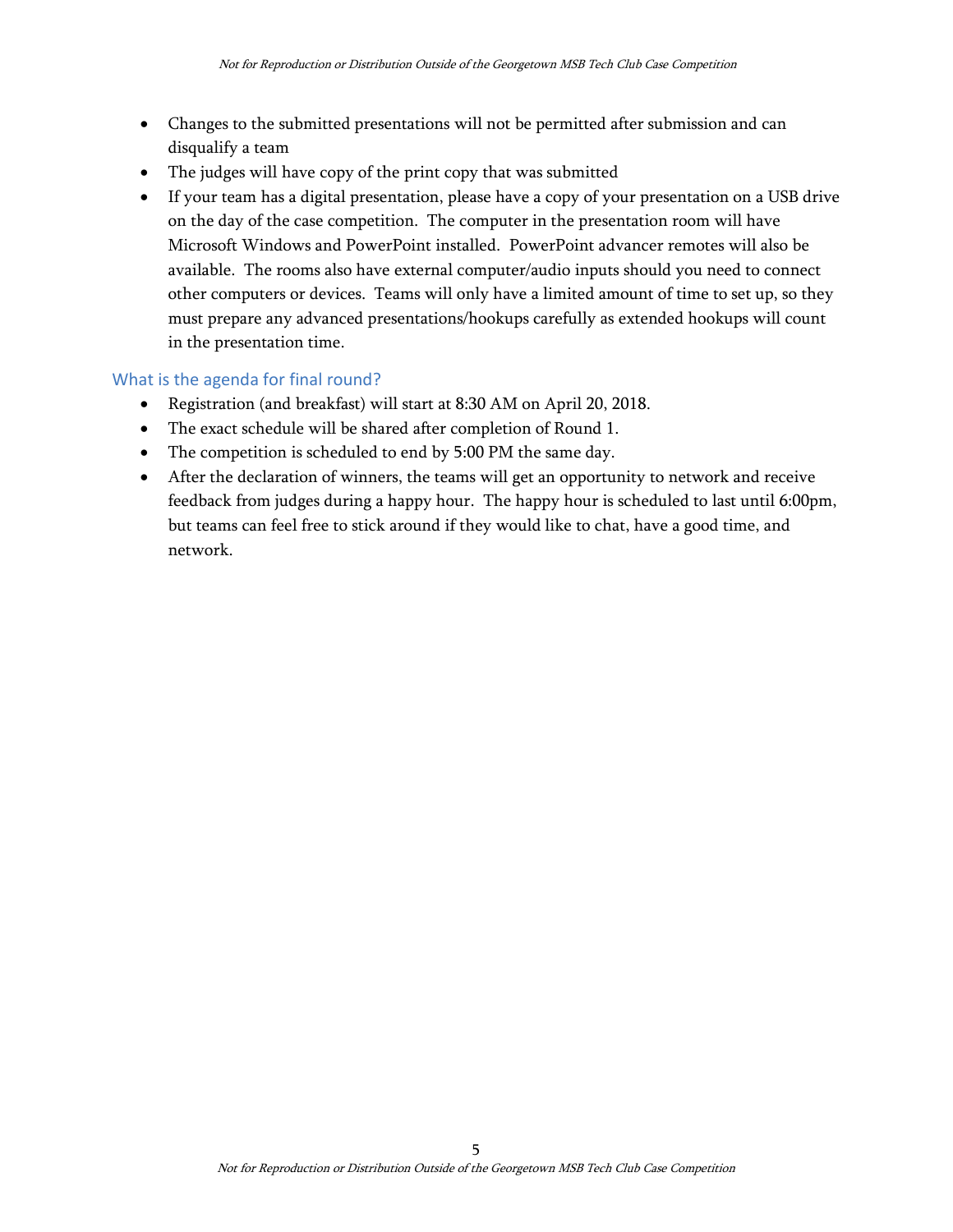- Changes to the submitted presentations will not be permitted after submission and can disqualify a team
- The judges will have copy of the print copy that was submitted
- If your team has a digital presentation, please have a copy of your presentation on a USB drive on the day of the case competition. The computer in the presentation room will have Microsoft Windows and PowerPoint installed. PowerPoint advancer remotes will also be available. The rooms also have external computer/audio inputs should you need to connect other computers or devices. Teams will only have a limited amount of time to set up, so they must prepare any advanced presentations/hookups carefully as extended hookups will count in the presentation time.

## What is the agenda for final round?

- Registration (and breakfast) will start at 8:30 AM on April 20, 2018.
- The exact schedule will be shared after completion of Round 1.
- The competition is scheduled to end by 5:00 PM the same day.
- After the declaration of winners, the teams will get an opportunity to network and receive feedback from judges during a happy hour. The happy hour is scheduled to last until 6:00pm, but teams can feel free to stick around if they would like to chat, have a good time, and network.